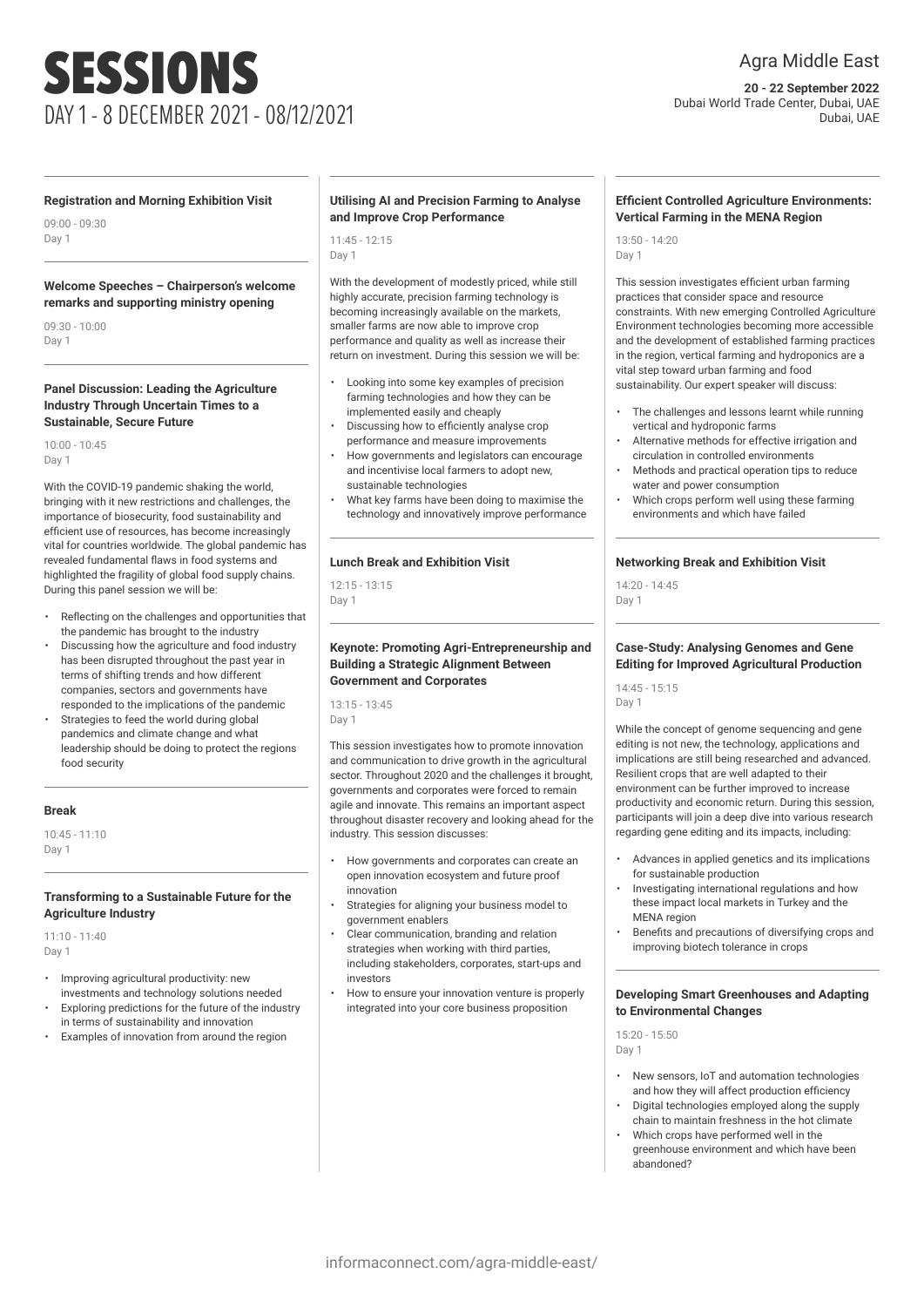# SESSIONS

## DAY 1 - 8 DECEMBER 2021 - 08/12/2021

Agra Middle East

**20 - 22 September 2022**
Dubai World Trade Center, Dubai, UAE
Dubai, UAE

---

**Registration and Morning Exhibition Visit**

09:00 - 09:30
Day 1

---

**Welcome Speeches – Chairperson's welcome remarks and supporting ministry opening**

09:30 - 10:00
Day 1

---

**Panel Discussion: Leading the Agriculture Industry Through Uncertain Times to a Sustainable, Secure Future**

10:00 - 10:45
Day 1

With the COVID-19 pandemic shaking the world, bringing with it new restrictions and challenges, the importance of biosecurity, food sustainability and efficient use of resources, has become increasingly vital for countries worldwide. The global pandemic has revealed fundamental flaws in food systems and highlighted the fragility of global food supply chains. During this panel session we will be:

- Reflecting on the challenges and opportunities that the pandemic has brought to the industry
- Discussing how the agriculture and food industry has been disrupted throughout the past year in terms of shifting trends and how different companies, sectors and governments have responded to the implications of the pandemic
- Strategies to feed the world during global pandemics and climate change and what leadership should be doing to protect the regions food security

---

**Break**

10:45 - 11:10
Day 1

---

**Transforming to a Sustainable Future for the Agriculture Industry**

11:10 - 11:40
Day 1

- Improving agricultural productivity: new investments and technology solutions needed
- Exploring predictions for the future of the industry in terms of sustainability and innovation
- Examples of innovation from around the region

---

**Utilising AI and Precision Farming to Analyse and Improve Crop Performance**

11:45 - 12:15
Day 1

With the development of modestly priced, while still highly accurate, precision farming technology is becoming increasingly available on the markets, smaller farms are now able to improve crop performance and quality as well as increase their return on investment. During this session we will be:

- Looking into some key examples of precision farming technologies and how they can be implemented easily and cheaply
- Discussing how to efficiently analyse crop performance and measure improvements
- How governments and legislators can encourage and incentivise local farmers to adopt new, sustainable technologies
- What key farms have been doing to maximise the technology and innovatively improve performance

---

**Lunch Break and Exhibition Visit**

12:15 - 13:15
Day 1

---

**Keynote: Promoting Agri-Entrepreneurship and Building a Strategic Alignment Between Government and Corporates**

13:15 - 13:45
Day 1

This session investigates how to promote innovation and communication to drive growth in the agricultural sector. Throughout 2020 and the challenges it brought, governments and corporates were forced to remain agile and innovate. This remains an important aspect throughout disaster recovery and looking ahead for the industry. This session discusses:

- How governments and corporates can create an open innovation ecosystem and future proof innovation
- Strategies for aligning your business model to government enablers
- Clear communication, branding and relation strategies when working with third parties, including stakeholders, corporates, start-ups and investors
- How to ensure your innovation venture is properly integrated into your core business proposition

---

**Efficient Controlled Agriculture Environments: Vertical Farming in the MENA Region**

13:50 - 14:20
Day 1

This session investigates efficient urban farming practices that consider space and resource constraints. With new emerging Controlled Agriculture Environment technologies becoming more accessible and the development of established farming practices in the region, vertical farming and hydroponics are a vital step toward urban farming and food sustainability. Our expert speaker will discuss:

- The challenges and lessons learnt while running vertical and hydroponic farms
- Alternative methods for effective irrigation and circulation in controlled environments
- Methods and practical operation tips to reduce water and power consumption
- Which crops perform well using these farming environments and which have failed

---

**Networking Break and Exhibition Visit**

14:20 - 14:45
Day 1

---

**Case-Study: Analysing Genomes and Gene Editing for Improved Agricultural Production**

14:45 - 15:15
Day 1

While the concept of genome sequencing and gene editing is not new, the technology, applications and implications are still being researched and advanced. Resilient crops that are well adapted to their environment can be further improved to increase productivity and economic return. During this session, participants will join a deep dive into various research regarding gene editing and its impacts, including:

- Advances in applied genetics and its implications for sustainable production
- Investigating international regulations and how these impact local markets in Turkey and the MENA region
- Benefits and precautions of diversifying crops and improving biotech tolerance in crops

---

**Developing Smart Greenhouses and Adapting to Environmental Changes**

15:20 - 15:50
Day 1

- New sensors, IoT and automation technologies and how they will affect production efficiency
- Digital technologies employed along the supply chain to maintain freshness in the hot climate
- Which crops have performed well in the greenhouse environment and which have been abandoned?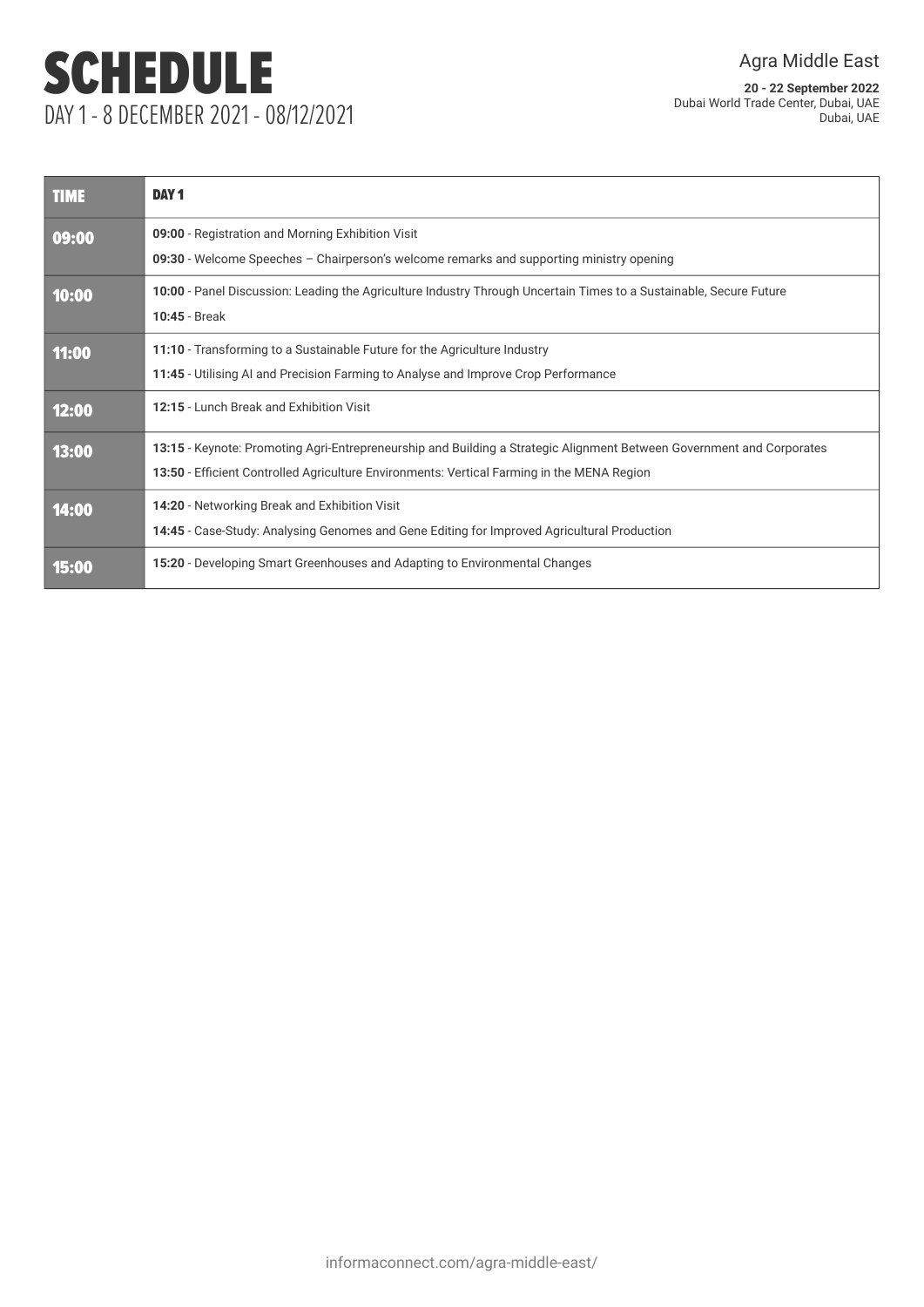# SCHEDULE

DAY 1 - 8 DECEMBER 2021 - 08/12/2021

Agra Middle East

**20 - 22 September 2022**
Dubai World Trade Center, Dubai, UAE
Dubai, UAE

| TIME | DAY 1 |
| --- | --- |
| 09:00 | **09:00** - Registration and Morning Exhibition Visit<br>**09:30** - Welcome Speeches – Chairperson's welcome remarks and supporting ministry opening |
| 10:00 | **10:00** - Panel Discussion: Leading the Agriculture Industry Through Uncertain Times to a Sustainable, Secure Future<br>**10:45** - Break |
| 11:00 | **11:10** - Transforming to a Sustainable Future for the Agriculture Industry<br>**11:45** - Utilising AI and Precision Farming to Analyse and Improve Crop Performance |
| 12:00 | **12:15** - Lunch Break and Exhibition Visit |
| 13:00 | **13:15** - Keynote: Promoting Agri-Entrepreneurship and Building a Strategic Alignment Between Government and Corporates<br>**13:50** - Efficient Controlled Agriculture Environments: Vertical Farming in the MENA Region |
| 14:00 | **14:20** - Networking Break and Exhibition Visit<br>**14:45** - Case-Study: Analysing Genomes and Gene Editing for Improved Agricultural Production |
| 15:00 | **15:20** - Developing Smart Greenhouses and Adapting to Environmental Changes |

informaconnect.com/agra-middle-east/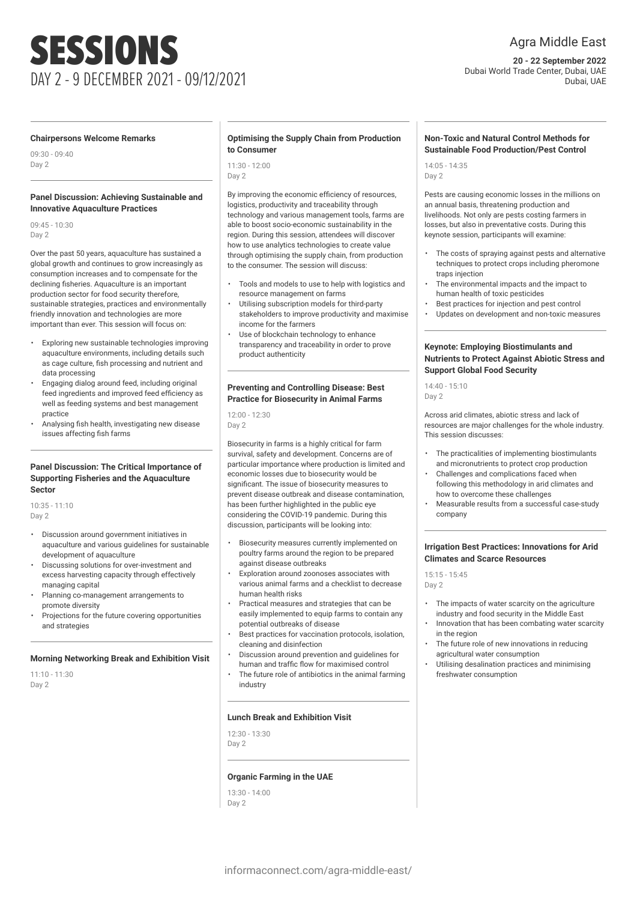# SESSIONS

DAY 2 - 9 DECEMBER 2021 - 09/12/2021

Agra Middle East

**20 - 22 September 2022**
Dubai World Trade Center, Dubai, UAE
Dubai, UAE

### Chairpersons Welcome Remarks

09:30 - 09:40
Day 2

### Panel Discussion: Achieving Sustainable and Innovative Aquaculture Practices

09:45 - 10:30
Day 2

Over the past 50 years, aquaculture has sustained a global growth and continues to grow increasingly as consumption increases and to compensate for the declining fisheries. Aquaculture is an important production sector for food security therefore, sustainable strategies, practices and environmentally friendly innovation and technologies are more important than ever. This session will focus on:

- Exploring new sustainable technologies improving aquaculture environments, including details such as cage culture, fish processing and nutrient and data processing
- Engaging dialog around feed, including original feed ingredients and improved feed efficiency as well as feeding systems and best management practice
- Analysing fish health, investigating new disease issues affecting fish farms

### Panel Discussion: The Critical Importance of Supporting Fisheries and the Aquaculture Sector

10:35 - 11:10
Day 2

- Discussion around government initiatives in aquaculture and various guidelines for sustainable development of aquaculture
- Discussing solutions for over-investment and excess harvesting capacity through effectively managing capital
- Planning co-management arrangements to promote diversity
- Projections for the future covering opportunities and strategies

### Morning Networking Break and Exhibition Visit

11:10 - 11:30
Day 2

### Optimising the Supply Chain from Production to Consumer

11:30 - 12:00
Day 2

By improving the economic efficiency of resources, logistics, productivity and traceability through technology and various management tools, farms are able to boost socio-economic sustainability in the region. During this session, attendees will discover how to use analytics technologies to create value through optimising the supply chain, from production to the consumer. The session will discuss:

- Tools and models to use to help with logistics and resource management on farms
- Utilising subscription models for third-party stakeholders to improve productivity and maximise income for the farmers
- Use of blockchain technology to enhance transparency and traceability in order to prove product authenticity

### Preventing and Controlling Disease: Best Practice for Biosecurity in Animal Farms

12:00 - 12:30
Day 2

Biosecurity in farms is a highly critical for farm survival, safety and development. Concerns are of particular importance where production is limited and economic losses due to biosecurity would be significant. The issue of biosecurity measures to prevent disease outbreak and disease contamination, has been further highlighted in the public eye considering the COVID-19 pandemic. During this discussion, participants will be looking into:

- Biosecurity measures currently implemented on poultry farms around the region to be prepared against disease outbreaks
- Exploration around zoonoses associates with various animal farms and a checklist to decrease human health risks
- Practical measures and strategies that can be easily implemented to equip farms to contain any potential outbreaks of disease
- Best practices for vaccination protocols, isolation, cleaning and disinfection
- Discussion around prevention and guidelines for human and traffic flow for maximised control
- The future role of antibiotics in the animal farming industry

### Lunch Break and Exhibition Visit

12:30 - 13:30
Day 2

### Organic Farming in the UAE

13:30 - 14:00
Day 2

### Non-Toxic and Natural Control Methods for Sustainable Food Production/Pest Control

14:05 - 14:35
Day 2

Pests are causing economic losses in the millions on an annual basis, threatening production and livelihoods. Not only are pests costing farmers in losses, but also in preventative costs. During this keynote session, participants will examine:

- The costs of spraying against pests and alternative techniques to protect crops including pheromone traps injection
- The environmental impacts and the impact to human health of toxic pesticides
- Best practices for injection and pest control
- Updates on development and non-toxic measures

### Keynote: Employing Biostimulants and Nutrients to Protect Against Abiotic Stress and Support Global Food Security

14:40 - 15:10
Day 2

Across arid climates, abiotic stress and lack of resources are major challenges for the whole industry. This session discusses:

- The practicalities of implementing biostimulants and micronutrients to protect crop production
- Challenges and complications faced when following this methodology in arid climates and how to overcome these challenges
- Measurable results from a successful case-study company

### Irrigation Best Practices: Innovations for Arid Climates and Scarce Resources

15:15 - 15:45
Day 2

- The impacts of water scarcity on the agriculture industry and food security in the Middle East
- Innovation that has been combating water scarcity in the region
- The future role of new innovations in reducing agricultural water consumption
- Utilising desalination practices and minimising freshwater consumption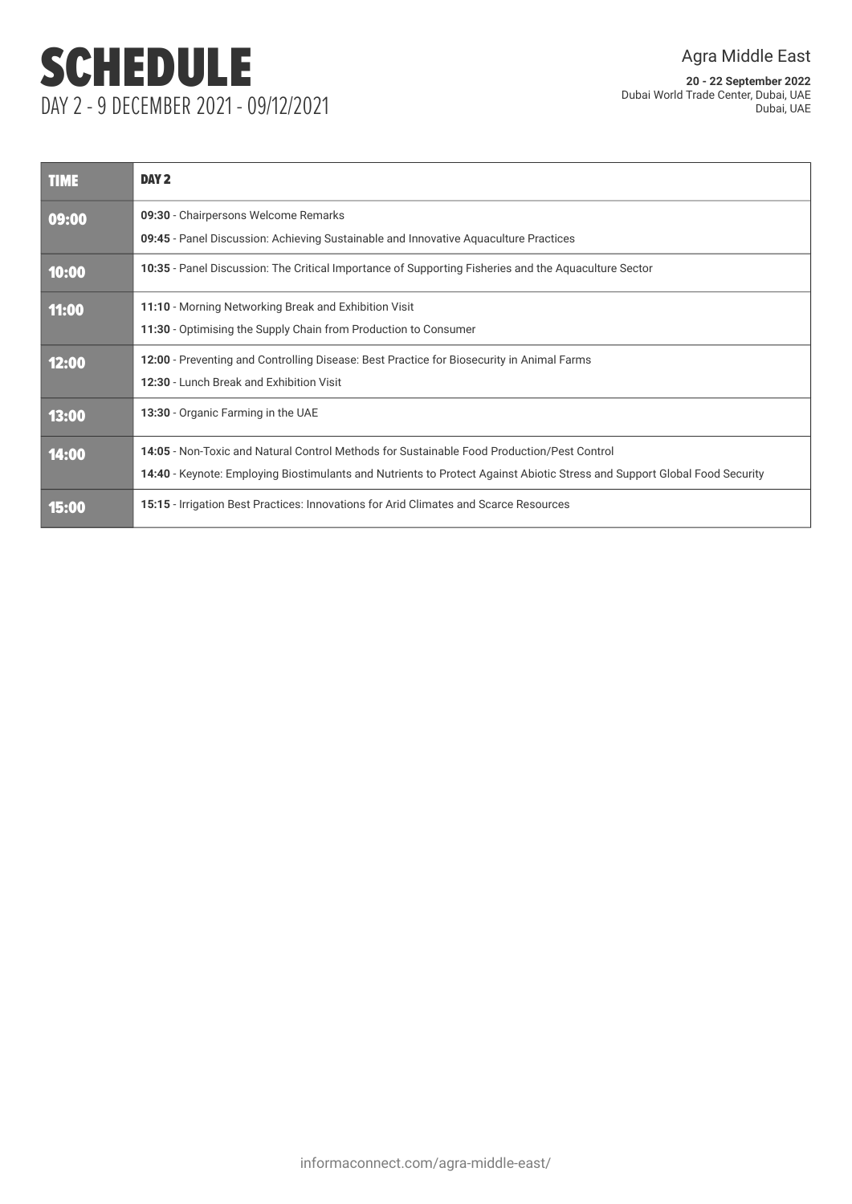# SCHEDULE

DAY 2 - 9 DECEMBER 2021 - 09/12/2021

Agra Middle East

**20 - 22 September 2022**
Dubai World Trade Center, Dubai, UAE
Dubai, UAE

| TIME | DAY 2 |
|---|---|
| 09:00 | **09:30** - Chairpersons Welcome Remarks<br>**09:45** - Panel Discussion: Achieving Sustainable and Innovative Aquaculture Practices |
| 10:00 | **10:35** - Panel Discussion: The Critical Importance of Supporting Fisheries and the Aquaculture Sector |
| 11:00 | **11:10** - Morning Networking Break and Exhibition Visit<br>**11:30** - Optimising the Supply Chain from Production to Consumer |
| 12:00 | **12:00** - Preventing and Controlling Disease: Best Practice for Biosecurity in Animal Farms<br>**12:30** - Lunch Break and Exhibition Visit |
| 13:00 | **13:30** - Organic Farming in the UAE |
| 14:00 | **14:05** - Non-Toxic and Natural Control Methods for Sustainable Food Production/Pest Control<br>**14:40** - Keynote: Employing Biostimulants and Nutrients to Protect Against Abiotic Stress and Support Global Food Security |
| 15:00 | **15:15** - Irrigation Best Practices: Innovations for Arid Climates and Scarce Resources |

informaconnect.com/agra-middle-east/